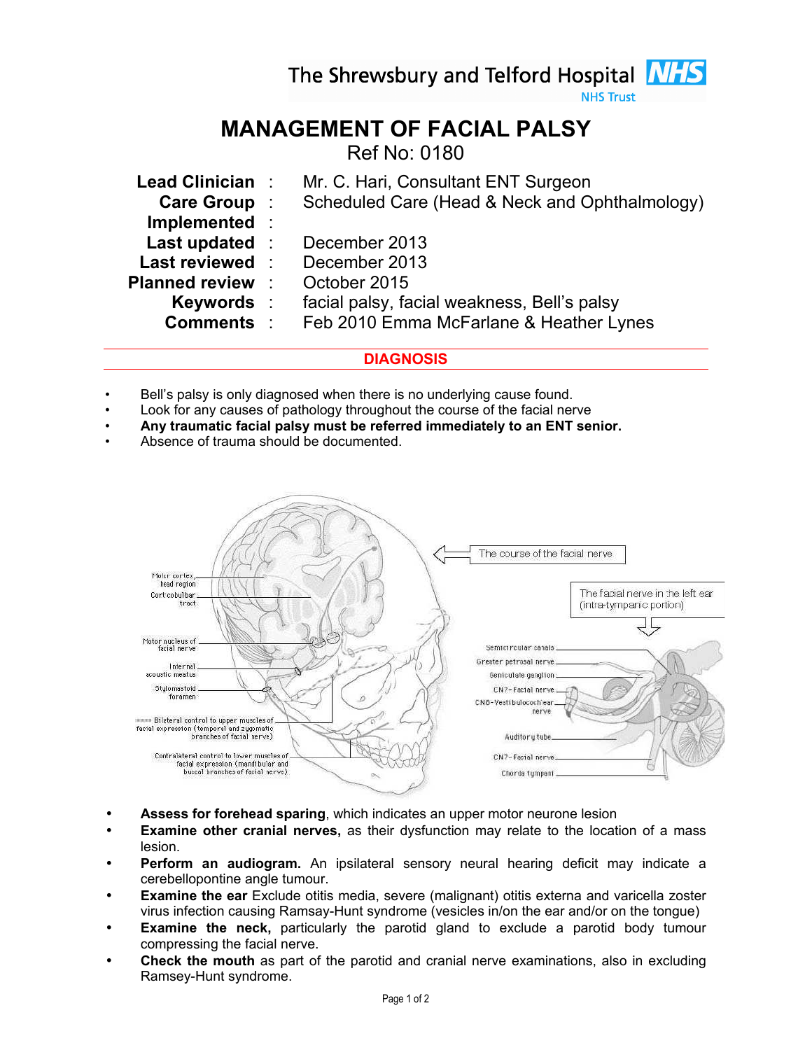The Shrewsbury and Telford Hospital NHS Trust

# MANAGEMENT OF FACIAL PALSY

Ref No: 0180

| | | |
|---|---|---|
| **Lead Clinician** | : | Mr. C. Hari, Consultant ENT Surgeon |
| **Care Group** | : | Scheduled Care (Head & Neck and Ophthalmology) |
| **Implemented** | : | |
| **Last updated** | : | December 2013 |
| **Last reviewed** | : | December 2013 |
| **Planned review** | : | October 2015 |
| **Keywords** | : | facial palsy, facial weakness, Bell's palsy |
| **Comments** | : | Feb 2010 Emma McFarlane & Heather Lynes |

## DIAGNOSIS

- Bell's palsy is only diagnosed when there is no underlying cause found.
- Look for any causes of pathology throughout the course of the facial nerve
- **Any traumatic facial palsy must be referred immediately to an ENT senior.**
- Absence of trauma should be documented.

The course of the facial nerve

Motor cortex, head region; Corticobulbar tract; Motor nucleus of facial nerve; Internal acoustic meatus; Stylomastoid foramen; Bilateral control to upper muscles of facial expression (temporal and zygomatic branches of facial nerve); Contralateral control to lower muscles of facial expression (mandibular and buccal branches of facial nerve)

The facial nerve in the left ear (intra-tympanic portion)

Semicircular canals; Greater petrosal nerve; Geniculate ganglion; CN7-Facial nerve; CN8-Vestibulocochlear nerve; Auditory tube; CN7-Facial nerve; Chorda tympani

- **Assess for forehead sparing**, which indicates an upper motor neurone lesion
- **Examine other cranial nerves,** as their dysfunction may relate to the location of a mass lesion.
- **Perform an audiogram.** An ipsilateral sensory neural hearing deficit may indicate a cerebellopontine angle tumour.
- **Examine the ear** Exclude otitis media, severe (malignant) otitis externa and varicella zoster virus infection causing Ramsay-Hunt syndrome (vesicles in/on the ear and/or on the tongue)
- **Examine the neck,** particularly the parotid gland to exclude a parotid body tumour compressing the facial nerve.
- **Check the mouth** as part of the parotid and cranial nerve examinations, also in excluding Ramsey-Hunt syndrome.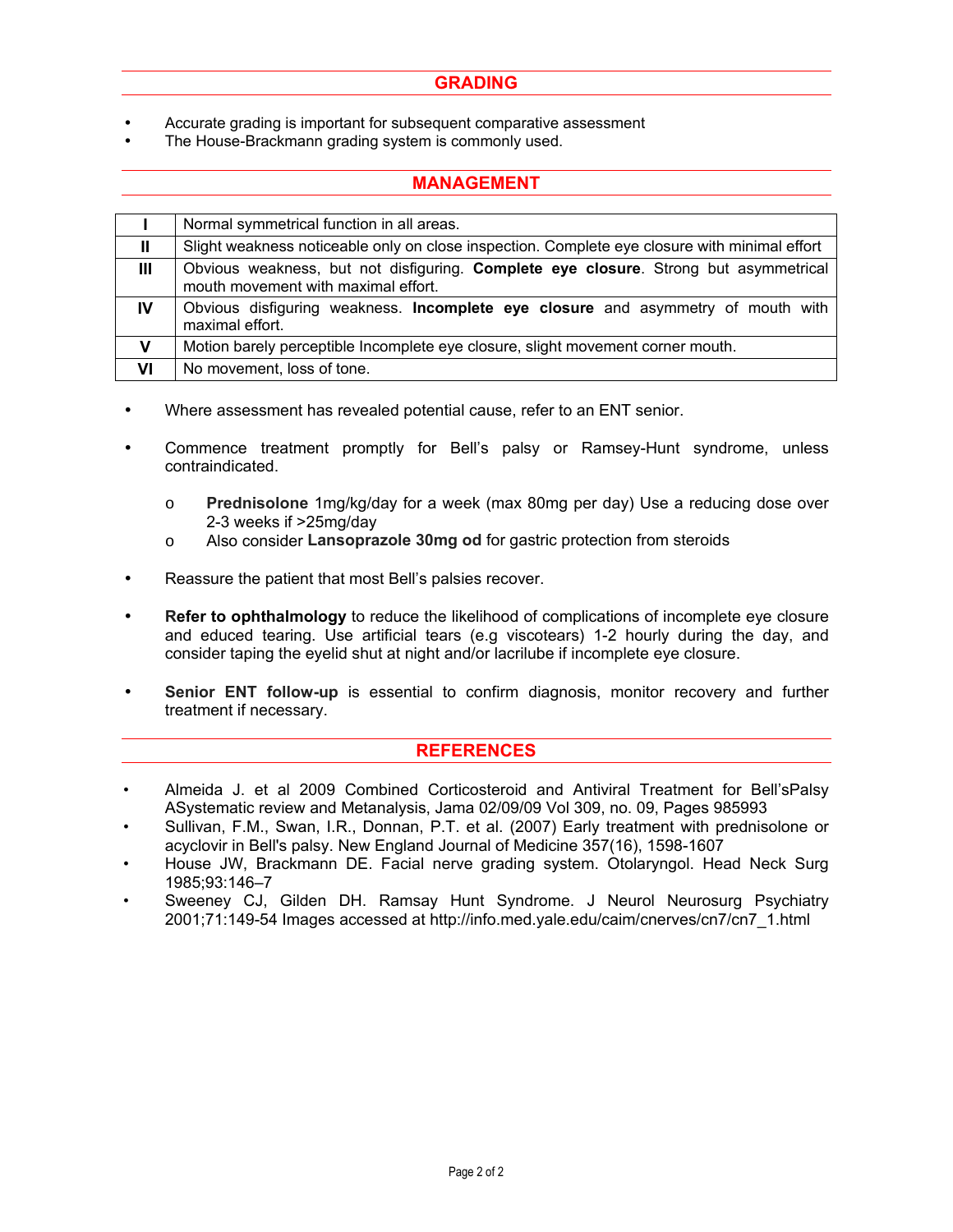## GRADING

- Accurate grading is important for subsequent comparative assessment
- The House-Brackmann grading system is commonly used.

## MANAGEMENT

| | |
|---|---|
| **I** | Normal symmetrical function in all areas. |
| **II** | Slight weakness noticeable only on close inspection. Complete eye closure with minimal effort |
| **III** | Obvious weakness, but not disfiguring. **Complete eye closure**. Strong but asymmetrical mouth movement with maximal effort. |
| **IV** | Obvious disfiguring weakness. **Incomplete eye closure** and asymmetry of mouth with maximal effort. |
| **V** | Motion barely perceptible Incomplete eye closure, slight movement corner mouth. |
| **VI** | No movement, loss of tone. |

- Where assessment has revealed potential cause, refer to an ENT senior.

- Commence treatment promptly for Bell's palsy or Ramsey-Hunt syndrome, unless contraindicated.

  - **Prednisolone** 1mg/kg/day for a week (max 80mg per day) Use a reducing dose over 2-3 weeks if >25mg/day
  - Also consider **Lansoprazole 30mg od** for gastric protection from steroids

- Reassure the patient that most Bell's palsies recover.

- **Refer to ophthalmology** to reduce the likelihood of complications of incomplete eye closure and educed tearing. Use artificial tears (e.g viscotears) 1-2 hourly during the day, and consider taping the eyelid shut at night and/or lacrilube if incomplete eye closure.

- **Senior ENT follow-up** is essential to confirm diagnosis, monitor recovery and further treatment if necessary.

## REFERENCES

- Almeida J. et al 2009 Combined Corticosteroid and Antiviral Treatment for Bell'sPalsy ASystematic review and Metanalysis, Jama 02/09/09 Vol 309, no. 09, Pages 985993
- Sullivan, F.M., Swan, I.R., Donnan, P.T. et al. (2007) Early treatment with prednisolone or acyclovir in Bell's palsy. New England Journal of Medicine 357(16), 1598-1607
- House JW, Brackmann DE. Facial nerve grading system. Otolaryngol. Head Neck Surg 1985;93:146–7
- Sweeney CJ, Gilden DH. Ramsay Hunt Syndrome. J Neurol Neurosurg Psychiatry 2001;71:149-54 Images accessed at http://info.med.yale.edu/caim/cnerves/cn7/cn7_1.html